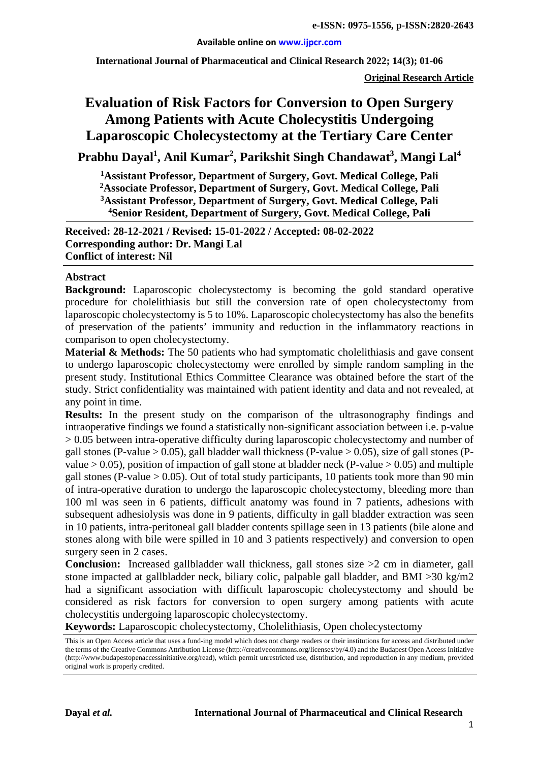**e-ISSN: 0975-1556, p-ISSN:2820-2643**

**Available online on www.ijpcr.com**

**International Journal of Pharmaceutical and Clinical Research 2022; 14(3); 01-06**

**Original Research Article**

# Evaluation of Risk Factors for Conversion to Open Surgery Among Patients with Acute Cholecystitis Undergoing Laparoscopic Cholecystectomy at the Tertiary Care Center

**Prabhu Dayal[1], Anil Kumar[2], Parikshit Singh Chandawat[3], Mangi Lal[4]**

**[1]Assistant Professor, Department of Surgery, Govt. Medical College, Pali**
**[2]Associate Professor, Department of Surgery, Govt. Medical College, Pali**
**[3]Assistant Professor, Department of Surgery, Govt. Medical College, Pali**
**[4]Senior Resident, Department of Surgery, Govt. Medical College, Pali**

**Received: 28-12-2021 / Revised: 15-01-2022 / Accepted: 08-02-2022**
**Corresponding author: Dr. Mangi Lal**
**Conflict of interest: Nil**

## Abstract

**Background:** Laparoscopic cholecystectomy is becoming the gold standard operative procedure for cholelithiasis but still the conversion rate of open cholecystectomy from laparoscopic cholecystectomy is 5 to 10%. Laparoscopic cholecystectomy has also the benefits of preservation of the patients' immunity and reduction in the inflammatory reactions in comparison to open cholecystectomy.

**Material & Methods:** The 50 patients who had symptomatic cholelithiasis and gave consent to undergo laparoscopic cholecystectomy were enrolled by simple random sampling in the present study. Institutional Ethics Committee Clearance was obtained before the start of the study. Strict confidentiality was maintained with patient identity and data and not revealed, at any point in time.

**Results:** In the present study on the comparison of the ultrasonography findings and intraoperative findings we found a statistically non-significant association between i.e. p-value > 0.05 between intra-operative difficulty during laparoscopic cholecystectomy and number of gall stones (P-value > 0.05), gall bladder wall thickness (P-value > 0.05), size of gall stones (P-value > 0.05), position of impaction of gall stone at bladder neck (P-value > 0.05) and multiple gall stones (P-value > 0.05). Out of total study participants, 10 patients took more than 90 min of intra-operative duration to undergo the laparoscopic cholecystectomy, bleeding more than 100 ml was seen in 6 patients, difficult anatomy was found in 7 patients, adhesions with subsequent adhesiolysis was done in 9 patients, difficulty in gall bladder extraction was seen in 10 patients, intra-peritoneal gall bladder contents spillage seen in 13 patients (bile alone and stones along with bile were spilled in 10 and 3 patients respectively) and conversion to open surgery seen in 2 cases.

**Conclusion:** Increased gallbladder wall thickness, gall stones size >2 cm in diameter, gall stone impacted at gallbladder neck, biliary colic, palpable gall bladder, and BMI >30 kg/m2 had a significant association with difficult laparoscopic cholecystectomy and should be considered as risk factors for conversion to open surgery among patients with acute cholecystitis undergoing laparoscopic cholecystectomy.

**Keywords:** Laparoscopic cholecystectomy, Cholelithiasis, Open cholecystectomy

This is an Open Access article that uses a fund-ing model which does not charge readers or their institutions for access and distributed under the terms of the Creative Commons Attribution License (http://creativecommons.org/licenses/by/4.0) and the Budapest Open Access Initiative (http://www.budapestopenaccessinitiative.org/read), which permit unrestricted use, distribution, and reproduction in any medium, provided original work is properly credited.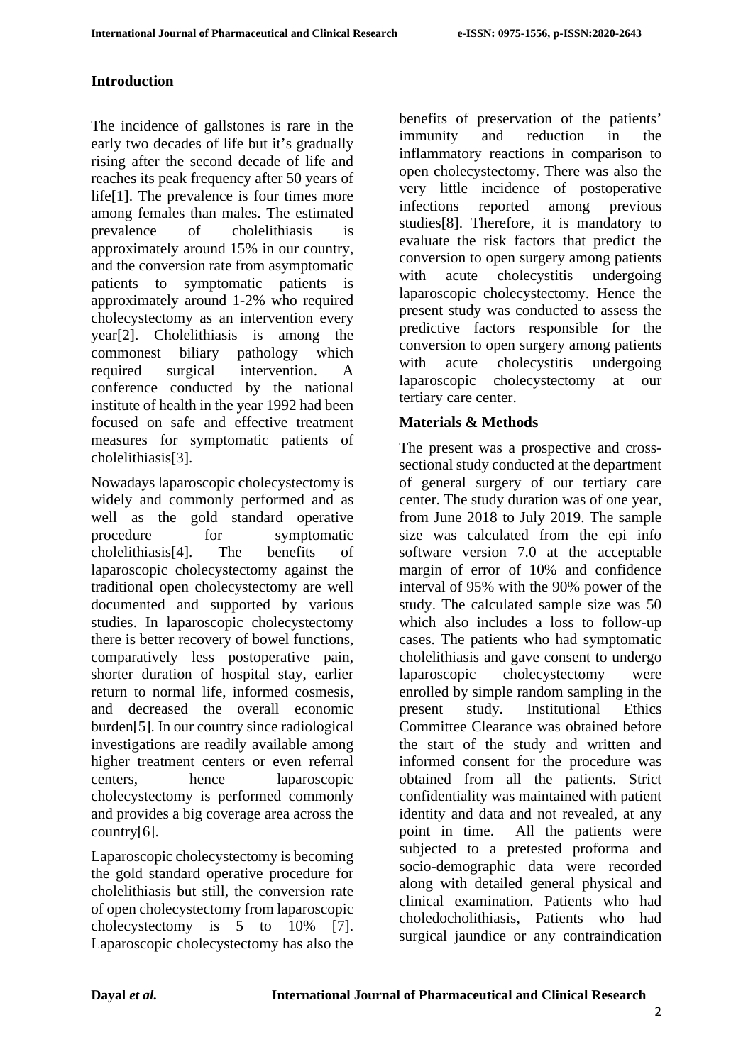## Introduction

The incidence of gallstones is rare in the early two decades of life but it's gradually rising after the second decade of life and reaches its peak frequency after 50 years of life[1]. The prevalence is four times more among females than males. The estimated prevalence of cholelithiasis is approximately around 15% in our country, and the conversion rate from asymptomatic patients to symptomatic patients is approximately around 1-2% who required cholecystectomy as an intervention every year[2]. Cholelithiasis is among the commonest biliary pathology which required surgical intervention. A conference conducted by the national institute of health in the year 1992 had been focused on safe and effective treatment measures for symptomatic patients of cholelithiasis[3].

Nowadays laparoscopic cholecystectomy is widely and commonly performed and as well as the gold standard operative procedure for symptomatic cholelithiasis[4]. The benefits of laparoscopic cholecystectomy against the traditional open cholecystectomy are well documented and supported by various studies. In laparoscopic cholecystectomy there is better recovery of bowel functions, comparatively less postoperative pain, shorter duration of hospital stay, earlier return to normal life, informed cosmesis, and decreased the overall economic burden[5]. In our country since radiological investigations are readily available among higher treatment centers or even referral centers, hence laparoscopic cholecystectomy is performed commonly and provides a big coverage area across the country[6].

Laparoscopic cholecystectomy is becoming the gold standard operative procedure for cholelithiasis but still, the conversion rate of open cholecystectomy from laparoscopic cholecystectomy is 5 to 10% [7]. Laparoscopic cholecystectomy has also the benefits of preservation of the patients' immunity and reduction in the inflammatory reactions in comparison to open cholecystectomy. There was also the very little incidence of postoperative infections reported among previous studies[8]. Therefore, it is mandatory to evaluate the risk factors that predict the conversion to open surgery among patients with acute cholecystitis undergoing laparoscopic cholecystectomy. Hence the present study was conducted to assess the predictive factors responsible for the conversion to open surgery among patients with acute cholecystitis undergoing laparoscopic cholecystectomy at our tertiary care center.

## Materials & Methods

The present was a prospective and cross-sectional study conducted at the department of general surgery of our tertiary care center. The study duration was of one year, from June 2018 to July 2019. The sample size was calculated from the epi info software version 7.0 at the acceptable margin of error of 10% and confidence interval of 95% with the 90% power of the study. The calculated sample size was 50 which also includes a loss to follow-up cases. The patients who had symptomatic cholelithiasis and gave consent to undergo laparoscopic cholecystectomy were enrolled by simple random sampling in the present study. Institutional Ethics Committee Clearance was obtained before the start of the study and written and informed consent for the procedure was obtained from all the patients. Strict confidentiality was maintained with patient identity and data and not revealed, at any point in time. All the patients were subjected to a pretested proforma and socio-demographic data were recorded along with detailed general physical and clinical examination. Patients who had choledocholithiasis, Patients who had surgical jaundice or any contraindication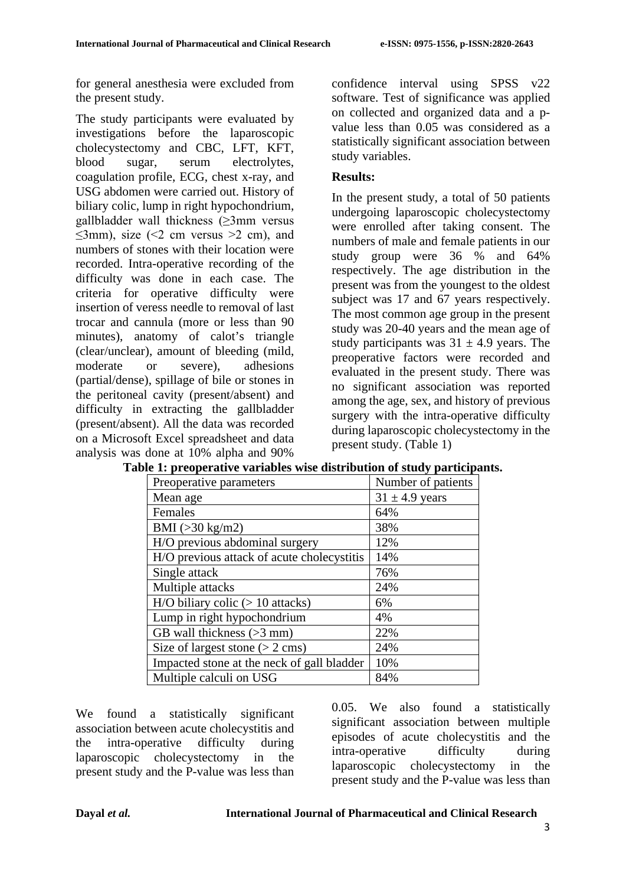for general anesthesia were excluded from the present study.

The study participants were evaluated by investigations before the laparoscopic cholecystectomy and CBC, LFT, KFT, blood sugar, serum electrolytes, coagulation profile, ECG, chest x-ray, and USG abdomen were carried out. History of biliary colic, lump in right hypochondrium, gallbladder wall thickness (≥3mm versus ≤3mm), size (<2 cm versus >2 cm), and numbers of stones with their location were recorded. Intra-operative recording of the difficulty was done in each case. The criteria for operative difficulty were insertion of veress needle to removal of last trocar and cannula (more or less than 90 minutes), anatomy of calot's triangle (clear/unclear), amount of bleeding (mild, moderate or severe), adhesions (partial/dense), spillage of bile or stones in the peritoneal cavity (present/absent) and difficulty in extracting the gallbladder (present/absent). All the data was recorded on a Microsoft Excel spreadsheet and data analysis was done at 10% alpha and 90% confidence interval using SPSS v22 software. Test of significance was applied on collected and organized data and a p-value less than 0.05 was considered as a statistically significant association between study variables.

## Results:

In the present study, a total of 50 patients undergoing laparoscopic cholecystectomy were enrolled after taking consent. The numbers of male and female patients in our study group were 36 % and 64% respectively. The age distribution in the present was from the youngest to the oldest subject was 17 and 67 years respectively. The most common age group in the present study was 20-40 years and the mean age of study participants was 31 ± 4.9 years. The preoperative factors were recorded and evaluated in the present study. There was no significant association was reported among the age, sex, and history of previous surgery with the intra-operative difficulty during laparoscopic cholecystectomy in the present study. (Table 1)

**Table 1: preoperative variables wise distribution of study participants.**

| Preoperative parameters | Number of patients |
|---|---|
| Mean age | 31 ± 4.9 years |
| Females | 64% |
| BMI (>30 kg/m2) | 38% |
| H/O previous abdominal surgery | 12% |
| H/O previous attack of acute cholecystitis | 14% |
| Single attack | 76% |
| Multiple attacks | 24% |
| H/O biliary colic (> 10 attacks) | 6% |
| Lump in right hypochondrium | 4% |
| GB wall thickness (>3 mm) | 22% |
| Size of largest stone (> 2 cms) | 24% |
| Impacted stone at the neck of gall bladder | 10% |
| Multiple calculi on USG | 84% |

We found a statistically significant association between acute cholecystitis and the intra-operative difficulty during laparoscopic cholecystectomy in the present study and the P-value was less than 0.05. We also found a statistically significant association between multiple episodes of acute cholecystitis and the intra-operative difficulty during laparoscopic cholecystectomy in the present study and the P-value was less than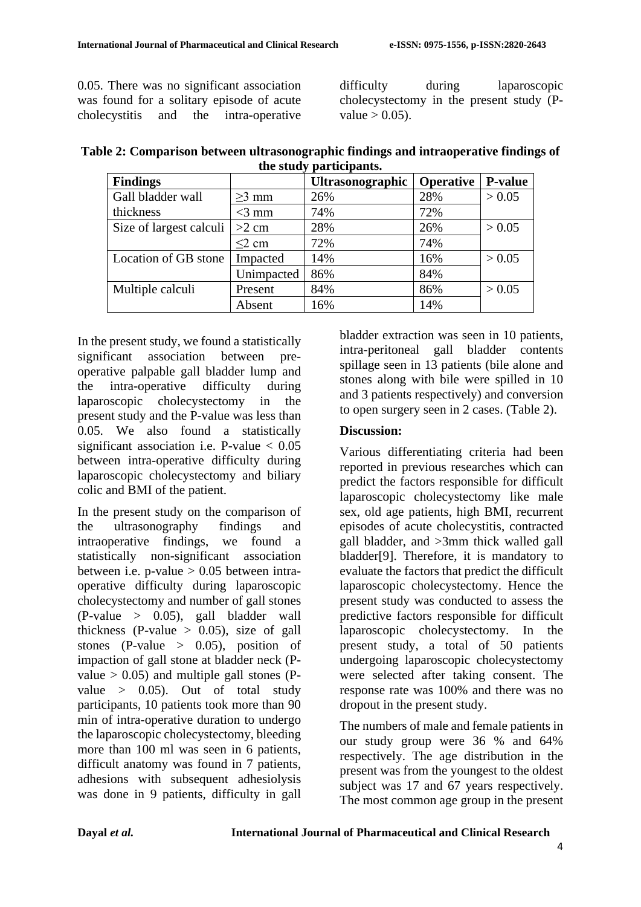0.05. There was no significant association was found for a solitary episode of acute cholecystitis and the intra-operative difficulty during laparoscopic cholecystectomy in the present study (P-value > 0.05).

**Table 2: Comparison between ultrasonographic findings and intraoperative findings of the study participants.**

| Findings | | Ultrasonographic | Operative | P-value |
|---|---|---|---|---|
| Gall bladder wall thickness | ≥3 mm | 26% | 28% | > 0.05 |
| | <3 mm | 74% | 72% | |
| Size of largest calculi | >2 cm | 28% | 26% | > 0.05 |
| | ≤2 cm | 72% | 74% | |
| Location of GB stone | Impacted | 14% | 16% | > 0.05 |
| | Unimpacted | 86% | 84% | |
| Multiple calculi | Present | 84% | 86% | > 0.05 |
| | Absent | 16% | 14% | |

In the present study, we found a statistically significant association between pre-operative palpable gall bladder lump and the intra-operative difficulty during laparoscopic cholecystectomy in the present study and the P-value was less than 0.05. We also found a statistically significant association i.e. P-value < 0.05 between intra-operative difficulty during laparoscopic cholecystectomy and biliary colic and BMI of the patient.

In the present study on the comparison of the ultrasonography findings and intraoperative findings, we found a statistically non-significant association between i.e. p-value > 0.05 between intra-operative difficulty during laparoscopic cholecystectomy and number of gall stones (P-value > 0.05), gall bladder wall thickness (P-value > 0.05), size of gall stones (P-value > 0.05), position of impaction of gall stone at bladder neck (P-value > 0.05) and multiple gall stones (P-value > 0.05). Out of total study participants, 10 patients took more than 90 min of intra-operative duration to undergo the laparoscopic cholecystectomy, bleeding more than 100 ml was seen in 6 patients, difficult anatomy was found in 7 patients, adhesions with subsequent adhesiolysis was done in 9 patients, difficulty in gall bladder extraction was seen in 10 patients, intra-peritoneal gall bladder contents spillage seen in 13 patients (bile alone and stones along with bile were spilled in 10 and 3 patients respectively) and conversion to open surgery seen in 2 cases. (Table 2).

## Discussion:

Various differentiating criteria had been reported in previous researches which can predict the factors responsible for difficult laparoscopic cholecystectomy like male sex, old age patients, high BMI, recurrent episodes of acute cholecystitis, contracted gall bladder, and >3mm thick walled gall bladder[9]. Therefore, it is mandatory to evaluate the factors that predict the difficult laparoscopic cholecystectomy. Hence the present study was conducted to assess the predictive factors responsible for difficult laparoscopic cholecystectomy. In the present study, a total of 50 patients undergoing laparoscopic cholecystectomy were selected after taking consent. The response rate was 100% and there was no dropout in the present study.

The numbers of male and female patients in our study group were 36 % and 64% respectively. The age distribution in the present was from the youngest to the oldest subject was 17 and 67 years respectively. The most common age group in the present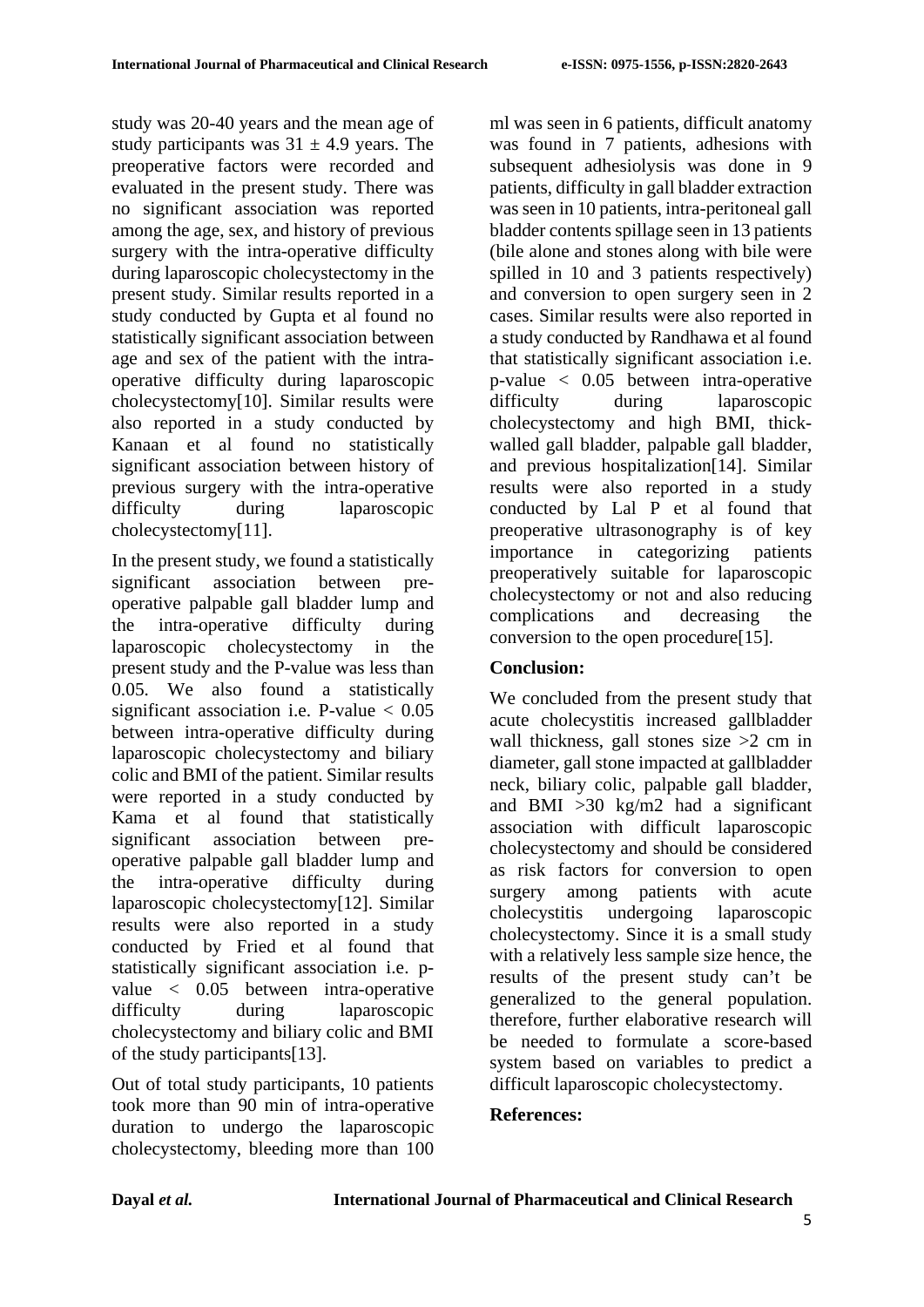study was 20-40 years and the mean age of study participants was $31 \pm 4.9$ years. The preoperative factors were recorded and evaluated in the present study. There was no significant association was reported among the age, sex, and history of previous surgery with the intra-operative difficulty during laparoscopic cholecystectomy in the present study. Similar results reported in a study conducted by Gupta et al found no statistically significant association between age and sex of the patient with the intra-operative difficulty during laparoscopic cholecystectomy[10]. Similar results were also reported in a study conducted by Kanaan et al found no statistically significant association between history of previous surgery with the intra-operative difficulty during laparoscopic cholecystectomy[11].

In the present study, we found a statistically significant association between pre-operative palpable gall bladder lump and the intra-operative difficulty during laparoscopic cholecystectomy in the present study and the P-value was less than 0.05. We also found a statistically significant association i.e. P-value $< 0.05$ between intra-operative difficulty during laparoscopic cholecystectomy and biliary colic and BMI of the patient. Similar results were reported in a study conducted by Kama et al found that statistically significant association between pre-operative palpable gall bladder lump and the intra-operative difficulty during laparoscopic cholecystectomy[12]. Similar results were also reported in a study conducted by Fried et al found that statistically significant association i.e. p-value $< 0.05$ between intra-operative difficulty during laparoscopic cholecystectomy and biliary colic and BMI of the study participants[13].

Out of total study participants, 10 patients took more than 90 min of intra-operative duration to undergo the laparoscopic cholecystectomy, bleeding more than 100 ml was seen in 6 patients, difficult anatomy was found in 7 patients, adhesions with subsequent adhesiolysis was done in 9 patients, difficulty in gall bladder extraction was seen in 10 patients, intra-peritoneal gall bladder contents spillage seen in 13 patients (bile alone and stones along with bile were spilled in 10 and 3 patients respectively) and conversion to open surgery seen in 2 cases. Similar results were also reported in a study conducted by Randhawa et al found that statistically significant association i.e. p-value $< 0.05$ between intra-operative difficulty during laparoscopic cholecystectomy and high BMI, thick-walled gall bladder, palpable gall bladder, and previous hospitalization[14]. Similar results were also reported in a study conducted by Lal P et al found that preoperative ultrasonography is of key importance in categorizing patients preoperatively suitable for laparoscopic cholecystectomy or not and also reducing complications and decreasing the conversion to the open procedure[15].

## Conclusion:

We concluded from the present study that acute cholecystitis increased gallbladder wall thickness, gall stones size >2 cm in diameter, gall stone impacted at gallbladder neck, biliary colic, palpable gall bladder, and BMI >30 kg/m2 had a significant association with difficult laparoscopic cholecystectomy and should be considered as risk factors for conversion to open surgery among patients with acute cholecystitis undergoing laparoscopic cholecystectomy. Since it is a small study with a relatively less sample size hence, the results of the present study can't be generalized to the general population. therefore, further elaborative research will be needed to formulate a score-based system based on variables to predict a difficult laparoscopic cholecystectomy.

## References: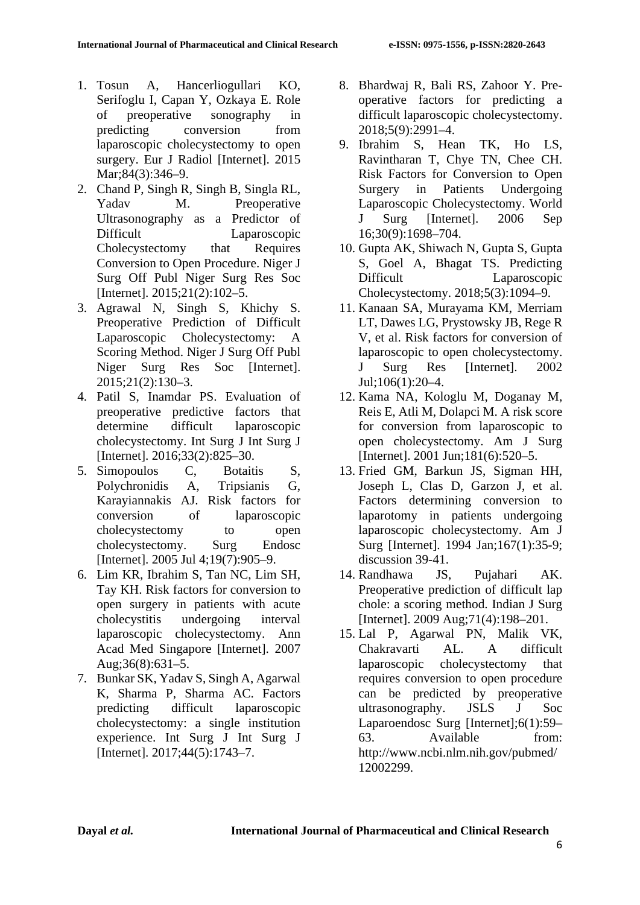1. Tosun A, Hancerliogullari KO, Serifoglu I, Capan Y, Ozkaya E. Role of preoperative sonography in predicting conversion from laparoscopic cholecystectomy to open surgery. Eur J Radiol [Internet]. 2015 Mar;84(3):346–9.
2. Chand P, Singh R, Singh B, Singla RL, Yadav M. Preoperative Ultrasonography as a Predictor of Difficult Laparoscopic Cholecystectomy that Requires Conversion to Open Procedure. Niger J Surg Off Publ Niger Surg Res Soc [Internet]. 2015;21(2):102–5.
3. Agrawal N, Singh S, Khichy S. Preoperative Prediction of Difficult Laparoscopic Cholecystectomy: A Scoring Method. Niger J Surg Off Publ Niger Surg Res Soc [Internet]. 2015;21(2):130–3.
4. Patil S, Inamdar PS. Evaluation of preoperative predictive factors that determine difficult laparoscopic cholecystectomy. Int Surg J Int Surg J [Internet]. 2016;33(2):825–30.
5. Simopoulos C, Botaitis S, Polychronidis A, Tripsianis G, Karayiannakis AJ. Risk factors for conversion of laparoscopic cholecystectomy to open cholecystectomy. Surg Endosc [Internet]. 2005 Jul 4;19(7):905–9.
6. Lim KR, Ibrahim S, Tan NC, Lim SH, Tay KH. Risk factors for conversion to open surgery in patients with acute cholecystitis undergoing interval laparoscopic cholecystectomy. Ann Acad Med Singapore [Internet]. 2007 Aug;36(8):631–5.
7. Bunkar SK, Yadav S, Singh A, Agarwal K, Sharma P, Sharma AC. Factors predicting difficult laparoscopic cholecystectomy: a single institution experience. Int Surg J Int Surg J [Internet]. 2017;44(5):1743–7.
8. Bhardwaj R, Bali RS, Zahoor Y. Pre-operative factors for predicting a difficult laparoscopic cholecystectomy. 2018;5(9):2991–4.
9. Ibrahim S, Hean TK, Ho LS, Ravintharan T, Chye TN, Chee CH. Risk Factors for Conversion to Open Surgery in Patients Undergoing Laparoscopic Cholecystectomy. World J Surg [Internet]. 2006 Sep 16;30(9):1698–704.
10. Gupta AK, Shiwach N, Gupta S, Gupta S, Goel A, Bhagat TS. Predicting Difficult Laparoscopic Cholecystectomy. 2018;5(3):1094–9.
11. Kanaan SA, Murayama KM, Merriam LT, Dawes LG, Prystowsky JB, Rege R V, et al. Risk factors for conversion of laparoscopic to open cholecystectomy. J Surg Res [Internet]. 2002 Jul;106(1):20–4.
12. Kama NA, Kologlu M, Doganay M, Reis E, Atli M, Dolapci M. A risk score for conversion from laparoscopic to open cholecystectomy. Am J Surg [Internet]. 2001 Jun;181(6):520–5.
13. Fried GM, Barkun JS, Sigman HH, Joseph L, Clas D, Garzon J, et al. Factors determining conversion to laparotomy in patients undergoing laparoscopic cholecystectomy. Am J Surg [Internet]. 1994 Jan;167(1):35-9; discussion 39-41.
14. Randhawa JS, Pujahari AK. Preoperative prediction of difficult lap chole: a scoring method. Indian J Surg [Internet]. 2009 Aug;71(4):198–201.
15. Lal P, Agarwal PN, Malik VK, Chakravarti AL. A difficult laparoscopic cholecystectomy that requires conversion to open procedure can be predicted by preoperative ultrasonography. JSLS J Soc Laparoendosc Surg [Internet];6(1):59–63. Available from: http://www.ncbi.nlm.nih.gov/pubmed/12002299.